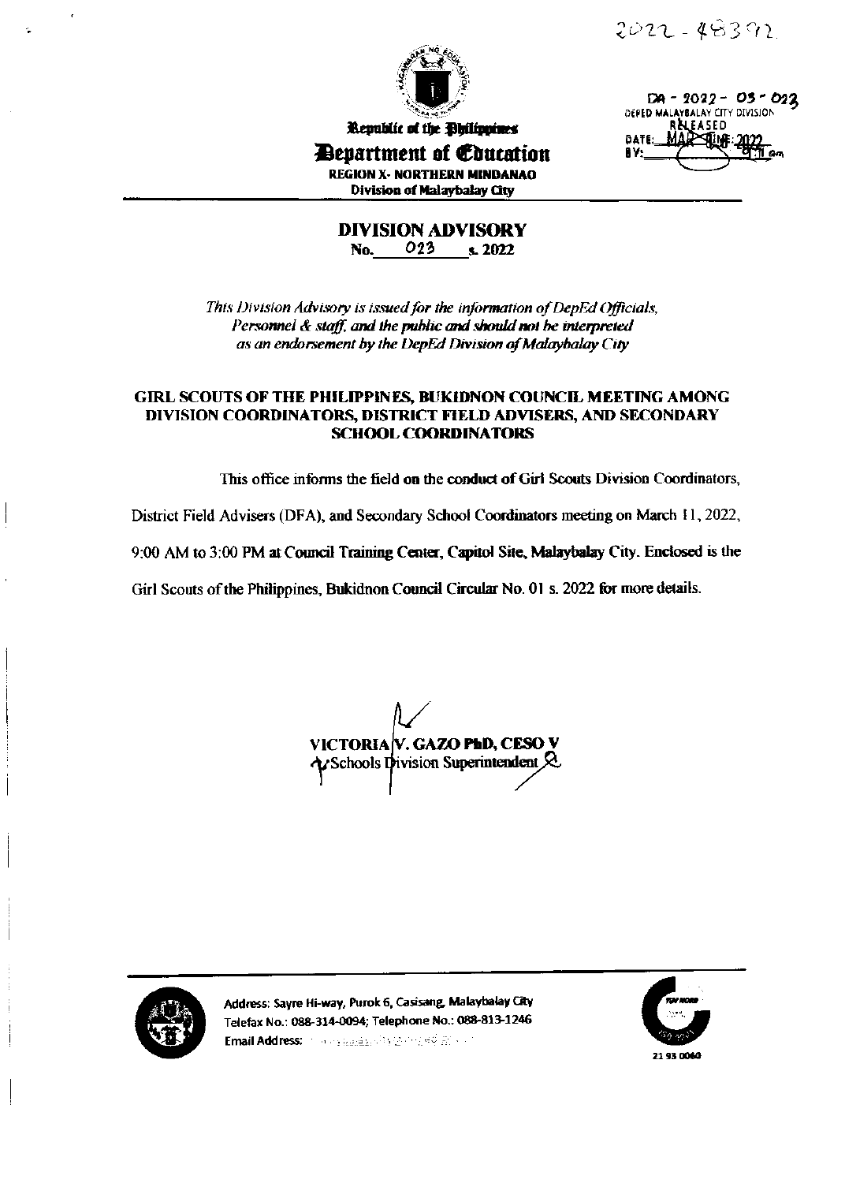2022 - 48392

DA - 2022 - 03 - 023
DEPED MALAYBALAY CITY DIVISION
RELEASED
DATE: MAR 09 2022
BY: 9:11 am

Republic of the Philippines

**Department of Education**

REGION X- NORTHERN MINDANAO

Division of Malaybalay City

# DIVISION ADVISORY

**No. 023 s. 2022**

*This Division Advisory is issued for the information of DepEd Officials, Personnel & staff, and the public and should not be interpreted as an endorsement by the DepEd Division of Malaybalay City*

## GIRL SCOUTS OF THE PHILIPPINES, BUKIDNON COUNCIL MEETING AMONG DIVISION COORDINATORS, DISTRICT FIELD ADVISERS, AND SECONDARY SCHOOL COORDINATORS

This office informs the field on the conduct of Girl Scouts Division Coordinators, District Field Advisers (DFA), and Secondary School Coordinators meeting on March 11, 2022, 9:00 AM to 3:00 PM at Council Training Center, Capitol Site, Malaybalay City. Enclosed is the Girl Scouts of the Philippines, Bukidnon Council Circular No. 01 s. 2022 for more details.

**VICTORIA V. GAZO PhD, CESO V**
Schools Division Superintendent

Address: Sayre Hi-way, Purok 6, Casisang, Malaybalay City
Telefax No.: 088-314-0094; Telephone No.: 088-813-1246
Email Address:

21 93 0060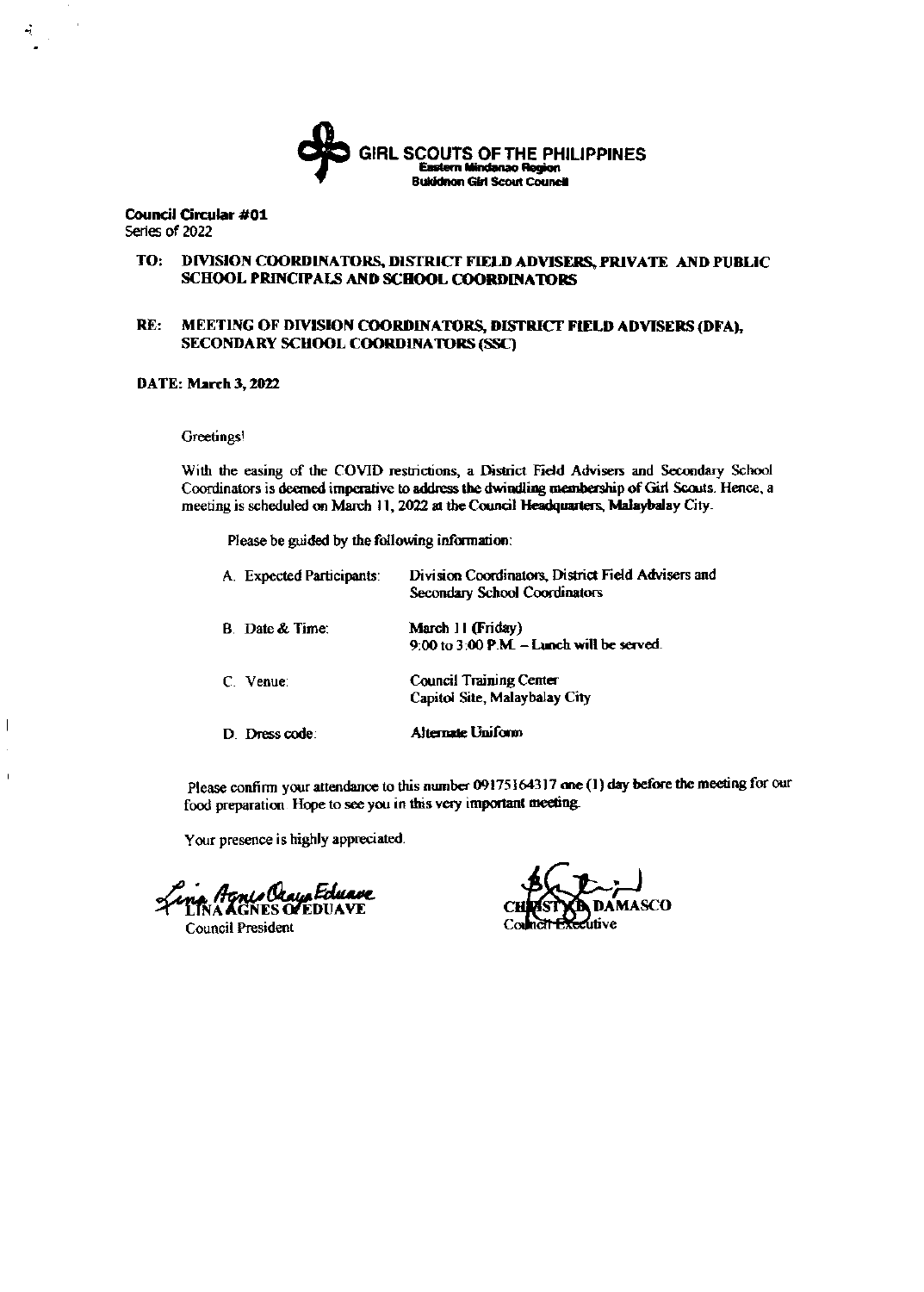**GIRL SCOUTS OF THE PHILIPPINES**
Eastern Mindanao Region
Bukidnon Girl Scout Council

**Council Circular #01**
Series of 2022

**TO: DIVISION COORDINATORS, DISTRICT FIELD ADVISERS, PRIVATE AND PUBLIC SCHOOL PRINCIPALS AND SCHOOL COORDINATORS**

**RE: MEETING OF DIVISION COORDINATORS, DISTRICT FIELD ADVISERS (DFA), SECONDARY SCHOOL COORDINATORS (SSC)**

**DATE: March 3, 2022**

Greetings!

With the easing of the COVID restrictions, a District Field Advisers and Secondary School Coordinators is deemed imperative to address the dwindling membership of Girl Scouts. Hence, a meeting is scheduled on March 11, 2022 at the Council Headquarters, Malaybalay City.

Please be guided by the following information:

| | |
|---|---|
| A. Expected Participants: | Division Coordinators, District Field Advisers and Secondary School Coordinators |
| B. Date & Time: | March 11 (Friday)<br>9:00 to 3:00 P.M. – Lunch will be served. |
| C. Venue: | Council Training Center<br>Capitol Site, Malaybalay City |
| D. Dress code: | Alternate Uniform |

Please confirm your attendance to this number 09175164317 one (1) day before the meeting for our food preparation. Hope to see you in this very important meeting.

Your presence is highly appreciated.

LINA AGNES O. EDUAVE
Council President

CHRISTY B. DAMASCO
Council Executive